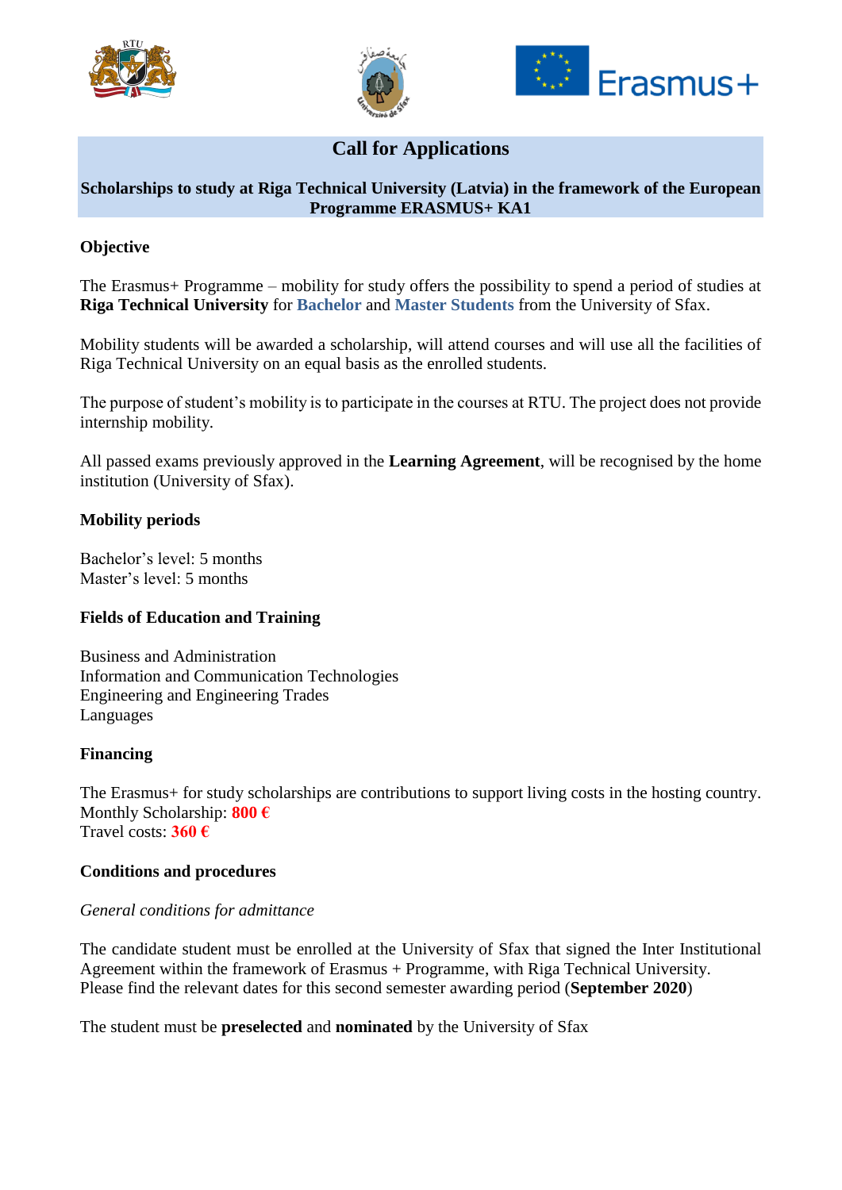# Call for Applications

## Scholarships to study at Riga Technical University (Latvia) in the framework of the European Programme ERASMUS+ KA1

### Objective

The Erasmus+ Programme – mobility for study offers the possibility to spend a period of studies at **Riga Technical University** for **Bachelor** and **Master Students** from the University of Sfax.

Mobility students will be awarded a scholarship, will attend courses and will use all the facilities of Riga Technical University on an equal basis as the enrolled students.

The purpose of student's mobility is to participate in the courses at RTU. The project does not provide internship mobility.

All passed exams previously approved in the **Learning Agreement**, will be recognised by the home institution (University of Sfax).

### Mobility periods

Bachelor's level: 5 months
Master's level: 5 months

### Fields of Education and Training

Business and Administration
Information and Communication Technologies
Engineering and Engineering Trades
Languages

### Financing

The Erasmus+ for study scholarships are contributions to support living costs in the hosting country.
Monthly Scholarship: **800 €**
Travel costs: **360 €**

### Conditions and procedures

*General conditions for admittance*

The candidate student must be enrolled at the University of Sfax that signed the Inter Institutional Agreement within the framework of Erasmus + Programme, with Riga Technical University.
Please find the relevant dates for this second semester awarding period (**September 2020**)

The student must be **preselected** and **nominated** by the University of Sfax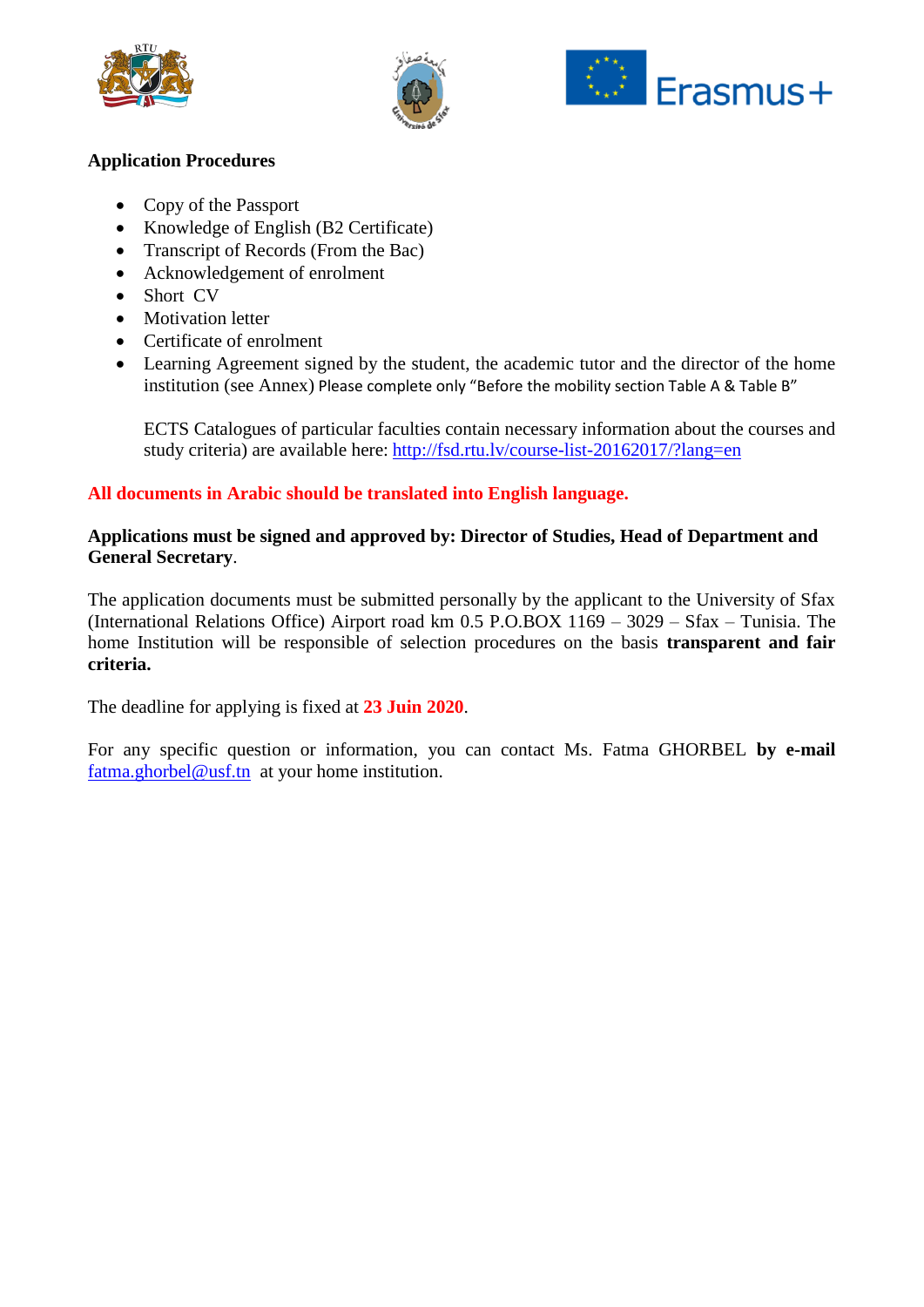**Application Procedures**

- Copy of the Passport
- Knowledge of English (B2 Certificate)
- Transcript of Records (From the Bac)
- Acknowledgement of enrolment
- Short CV
- Motivation letter
- Certificate of enrolment
- Learning Agreement signed by the student, the academic tutor and the director of the home institution (see Annex) Please complete only “Before the mobility section Table A & Table B”

  ECTS Catalogues of particular faculties contain necessary information about the courses and study criteria) are available here: [http://fsd.rtu.lv/course-list-20162017/?lang=en](http://fsd.rtu.lv/course-list-20162017/?lang=en)

**All documents in Arabic should be translated into English language.**

**Applications must be signed and approved by: Director of Studies, Head of Department and General Secretary**.

The application documents must be submitted personally by the applicant to the University of Sfax (International Relations Office) Airport road km 0.5 P.O.BOX 1169 – 3029 – Sfax – Tunisia. The home Institution will be responsible of selection procedures on the basis **transparent and fair criteria.**

The deadline for applying is fixed at **23 Juin 2020**.

For any specific question or information, you can contact Ms. Fatma GHORBEL **by e-mail** [fatma.ghorbel@usf.tn](mailto:fatma.ghorbel@usf.tn) at your home institution.